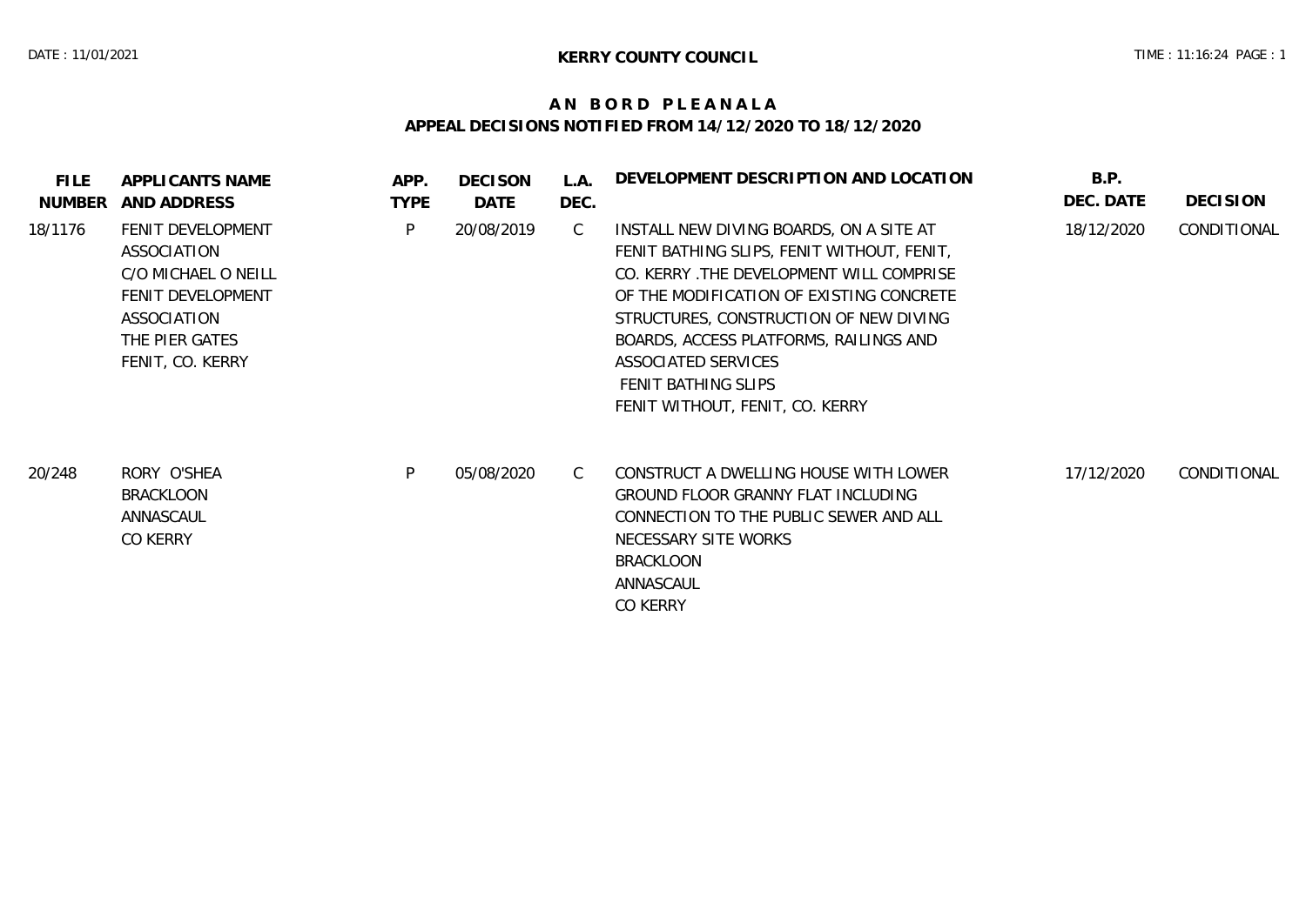**KERRY COUNTY COUNCIL**

# A N  B O R D  P L E A N A L A

## APPEAL DECISIONS NOTIFIED FROM 14/12/2020 TO 18/12/2020

| FILE NUMBER | APPLICANTS NAME AND ADDRESS | APP. TYPE | DECISON DATE | L.A. DEC. | DEVELOPMENT DESCRIPTION AND LOCATION | B.P. DEC. DATE | DECISION |
|---|---|---|---|---|---|---|---|
| 18/1176 | FENIT DEVELOPMENT ASSOCIATION<br>C/O MICHAEL O NEILL<br>FENIT DEVELOPMENT ASSOCIATION<br>THE PIER GATES<br>FENIT, CO. KERRY | P | 20/08/2019 | C | INSTALL NEW DIVING BOARDS, ON A SITE AT FENIT BATHING SLIPS, FENIT WITHOUT, FENIT, CO. KERRY .THE DEVELOPMENT WILL COMPRISE OF THE MODIFICATION OF EXISTING CONCRETE STRUCTURES, CONSTRUCTION OF NEW DIVING BOARDS, ACCESS PLATFORMS, RAILINGS AND ASSOCIATED SERVICES<br>FENIT BATHING SLIPS<br>FENIT WITHOUT, FENIT, CO. KERRY | 18/12/2020 | CONDITIONAL |
| 20/248 | RORY O'SHEA<br>BRACKLOON<br>ANNASCAUL<br>CO KERRY | P | 05/08/2020 | C | CONSTRUCT A DWELLING HOUSE WITH LOWER GROUND FLOOR GRANNY FLAT INCLUDING CONNECTION TO THE PUBLIC SEWER AND ALL NECESSARY SITE WORKS<br>BRACKLOON<br>ANNASCAUL<br>CO KERRY | 17/12/2020 | CONDITIONAL |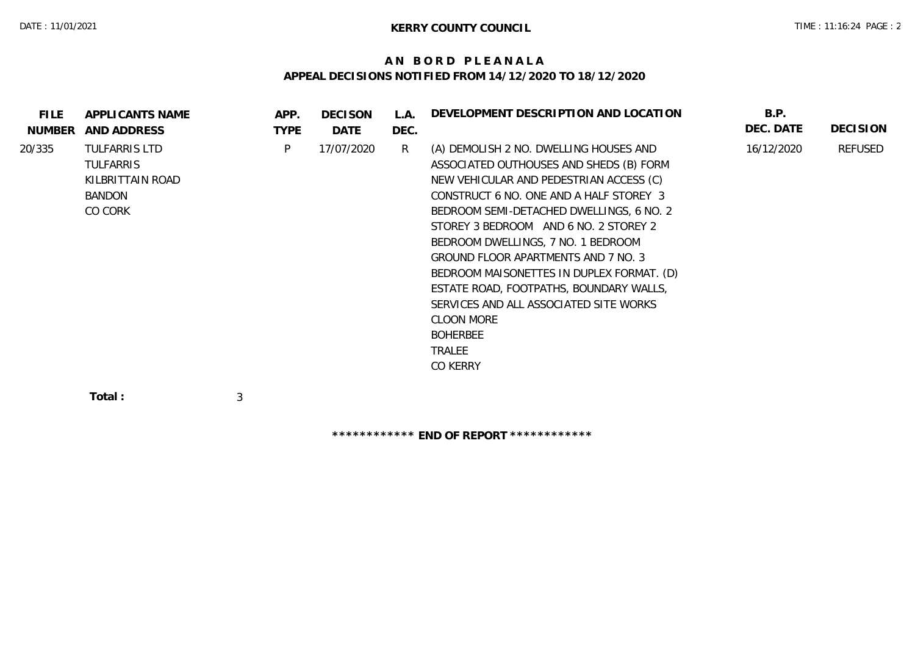**KERRY COUNTY COUNCIL**

## AN BORD PLEANALA

### APPEAL DECISIONS NOTIFIED FROM 14/12/2020 TO 18/12/2020

| FILE NUMBER | APPLICANTS NAME AND ADDRESS | APP. TYPE | DECISON DATE | L.A. DEC. | DEVELOPMENT DESCRIPTION AND LOCATION | B.P. DEC. DATE | DECISION |
|---|---|---|---|---|---|---|---|
| 20/335 | TULFARRIS LTD<br>TULFARRIS<br>KILBRITTAIN ROAD<br>BANDON<br>CO CORK | P | 17/07/2020 | R | (A) DEMOLISH 2 NO. DWELLING HOUSES AND ASSOCIATED OUTHOUSES AND SHEDS (B) FORM NEW VEHICULAR AND PEDESTRIAN ACCESS (C) CONSTRUCT 6 NO. ONE AND A HALF STOREY 3 BEDROOM SEMI-DETACHED DWELLINGS, 6 NO. 2 STOREY 3 BEDROOM AND 6 NO. 2 STOREY 2 BEDROOM DWELLINGS, 7 NO. 1 BEDROOM GROUND FLOOR APARTMENTS AND 7 NO. 3 BEDROOM MAISONETTES IN DUPLEX FORMAT. (D) ESTATE ROAD, FOOTPATHS, BOUNDARY WALLS, SERVICES AND ALL ASSOCIATED SITE WORKS<br>CLOON MORE<br>BOHERBEE<br>TRALEE<br>CO KERRY | 16/12/2020 | REFUSED |

**Total :** 3

************ **END OF REPORT** ************